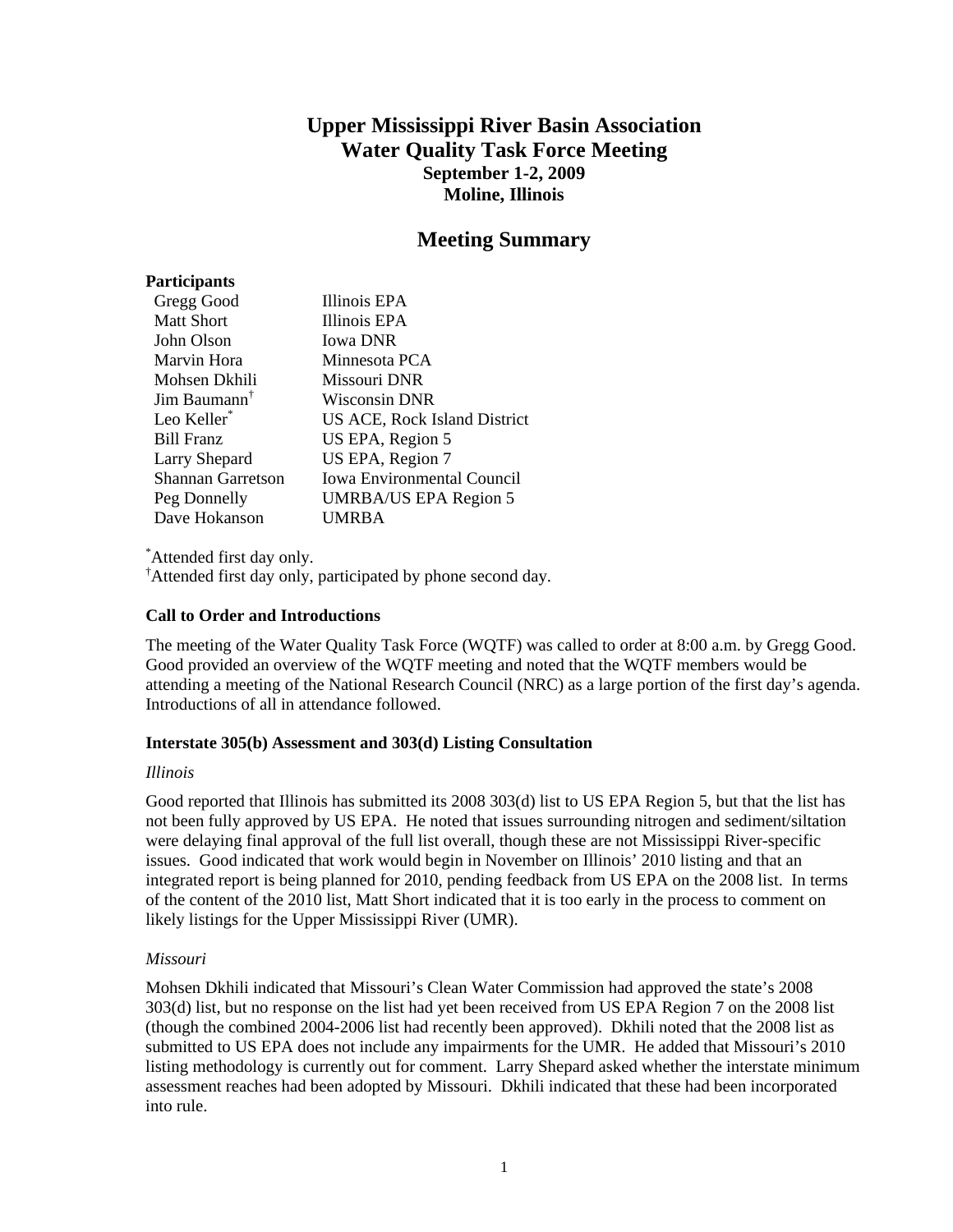# Upper Mississippi River Basin Association
# Water Quality Task Force Meeting
### September 1-2, 2009
### Moline, Illinois

## Meeting Summary

**Participants**

| | |
|---|---|
| Gregg Good | Illinois EPA |
| Matt Short | Illinois EPA |
| John Olson | Iowa DNR |
| Marvin Hora | Minnesota PCA |
| Mohsen Dkhili | Missouri DNR |
| Jim Baumann[†] | Wisconsin DNR |
| Leo Keller[*] | US ACE, Rock Island District |
| Bill Franz | US EPA, Region 5 |
| Larry Shepard | US EPA, Region 7 |
| Shannan Garretson | Iowa Environmental Council |
| Peg Donnelly | UMRBA/US EPA Region 5 |
| Dave Hokanson | UMRBA |

[*]Attended first day only.
[†]Attended first day only, participated by phone second day.

### Call to Order and Introductions

The meeting of the Water Quality Task Force (WQTF) was called to order at 8:00 a.m. by Gregg Good. Good provided an overview of the WQTF meeting and noted that the WQTF members would be attending a meeting of the National Research Council (NRC) as a large portion of the first day's agenda. Introductions of all in attendance followed.

### Interstate 305(b) Assessment and 303(d) Listing Consultation

*Illinois*

Good reported that Illinois has submitted its 2008 303(d) list to US EPA Region 5, but that the list has not been fully approved by US EPA. He noted that issues surrounding nitrogen and sediment/siltation were delaying final approval of the full list overall, though these are not Mississippi River-specific issues. Good indicated that work would begin in November on Illinois' 2010 listing and that an integrated report is being planned for 2010, pending feedback from US EPA on the 2008 list. In terms of the content of the 2010 list, Matt Short indicated that it is too early in the process to comment on likely listings for the Upper Mississippi River (UMR).

*Missouri*

Mohsen Dkhili indicated that Missouri's Clean Water Commission had approved the state's 2008 303(d) list, but no response on the list had yet been received from US EPA Region 7 on the 2008 list (though the combined 2004-2006 list had recently been approved). Dkhili noted that the 2008 list as submitted to US EPA does not include any impairments for the UMR. He added that Missouri's 2010 listing methodology is currently out for comment. Larry Shepard asked whether the interstate minimum assessment reaches had been adopted by Missouri. Dkhili indicated that these had been incorporated into rule.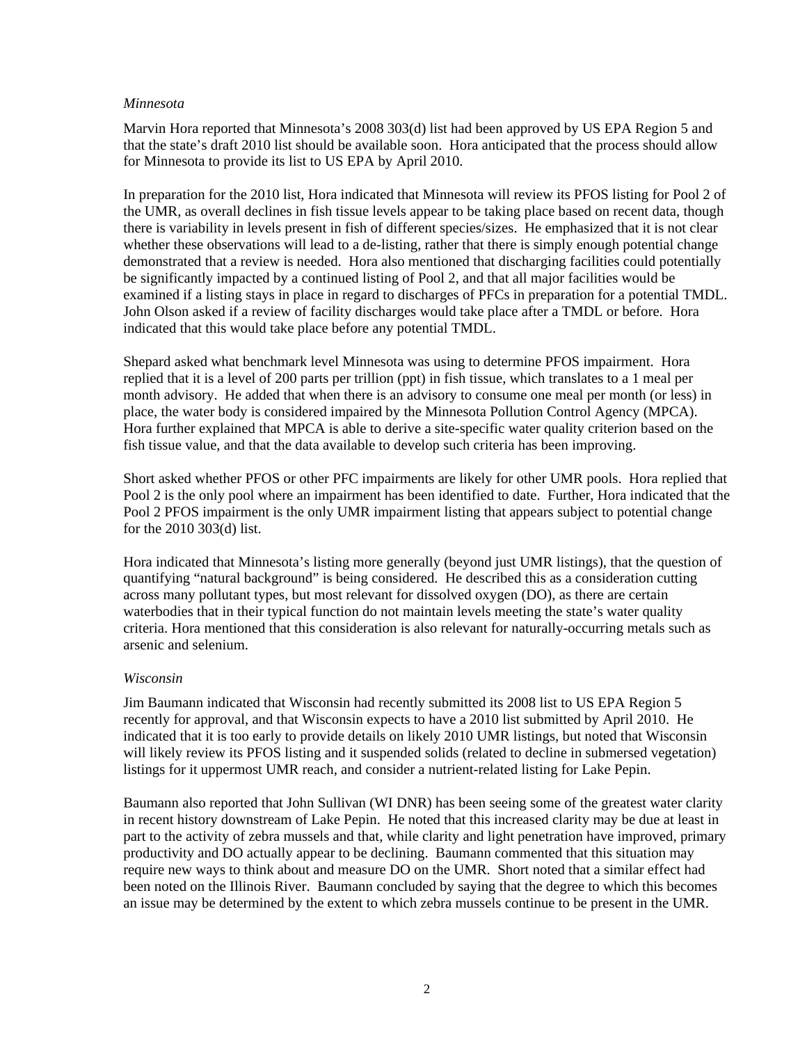*Minnesota*

Marvin Hora reported that Minnesota's 2008 303(d) list had been approved by US EPA Region 5 and that the state's draft 2010 list should be available soon. Hora anticipated that the process should allow for Minnesota to provide its list to US EPA by April 2010.

In preparation for the 2010 list, Hora indicated that Minnesota will review its PFOS listing for Pool 2 of the UMR, as overall declines in fish tissue levels appear to be taking place based on recent data, though there is variability in levels present in fish of different species/sizes. He emphasized that it is not clear whether these observations will lead to a de-listing, rather that there is simply enough potential change demonstrated that a review is needed. Hora also mentioned that discharging facilities could potentially be significantly impacted by a continued listing of Pool 2, and that all major facilities would be examined if a listing stays in place in regard to discharges of PFCs in preparation for a potential TMDL. John Olson asked if a review of facility discharges would take place after a TMDL or before. Hora indicated that this would take place before any potential TMDL.

Shepard asked what benchmark level Minnesota was using to determine PFOS impairment. Hora replied that it is a level of 200 parts per trillion (ppt) in fish tissue, which translates to a 1 meal per month advisory. He added that when there is an advisory to consume one meal per month (or less) in place, the water body is considered impaired by the Minnesota Pollution Control Agency (MPCA). Hora further explained that MPCA is able to derive a site-specific water quality criterion based on the fish tissue value, and that the data available to develop such criteria has been improving.

Short asked whether PFOS or other PFC impairments are likely for other UMR pools. Hora replied that Pool 2 is the only pool where an impairment has been identified to date. Further, Hora indicated that the Pool 2 PFOS impairment is the only UMR impairment listing that appears subject to potential change for the 2010 303(d) list.

Hora indicated that Minnesota's listing more generally (beyond just UMR listings), that the question of quantifying "natural background" is being considered. He described this as a consideration cutting across many pollutant types, but most relevant for dissolved oxygen (DO), as there are certain waterbodies that in their typical function do not maintain levels meeting the state's water quality criteria. Hora mentioned that this consideration is also relevant for naturally-occurring metals such as arsenic and selenium.

*Wisconsin*

Jim Baumann indicated that Wisconsin had recently submitted its 2008 list to US EPA Region 5 recently for approval, and that Wisconsin expects to have a 2010 list submitted by April 2010. He indicated that it is too early to provide details on likely 2010 UMR listings, but noted that Wisconsin will likely review its PFOS listing and it suspended solids (related to decline in submersed vegetation) listings for it uppermost UMR reach, and consider a nutrient-related listing for Lake Pepin.

Baumann also reported that John Sullivan (WI DNR) has been seeing some of the greatest water clarity in recent history downstream of Lake Pepin. He noted that this increased clarity may be due at least in part to the activity of zebra mussels and that, while clarity and light penetration have improved, primary productivity and DO actually appear to be declining. Baumann commented that this situation may require new ways to think about and measure DO on the UMR. Short noted that a similar effect had been noted on the Illinois River. Baumann concluded by saying that the degree to which this becomes an issue may be determined by the extent to which zebra mussels continue to be present in the UMR.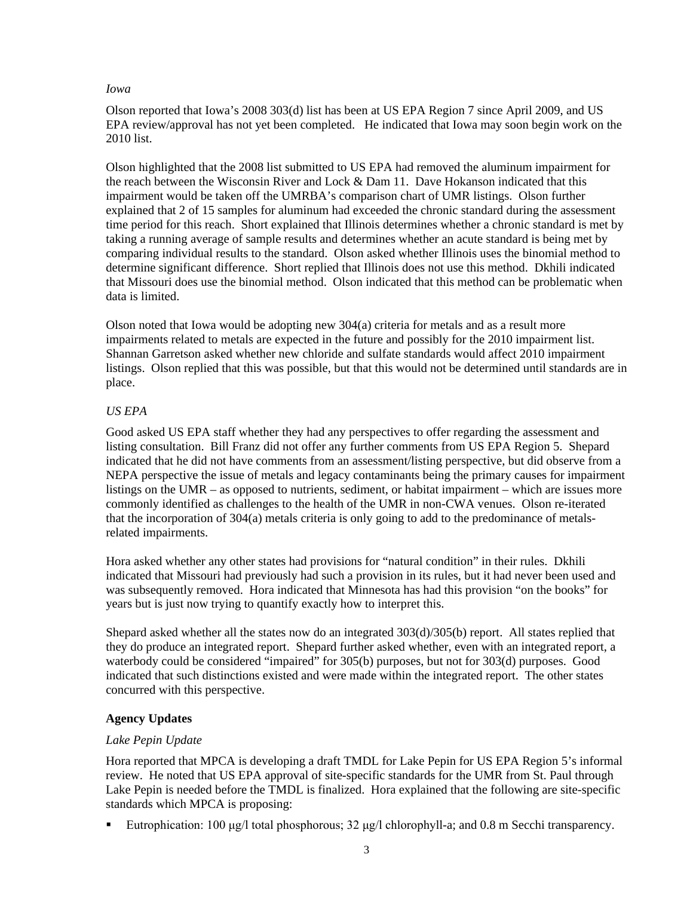*Iowa*

Olson reported that Iowa's 2008 303(d) list has been at US EPA Region 7 since April 2009, and US EPA review/approval has not yet been completed. He indicated that Iowa may soon begin work on the 2010 list.

Olson highlighted that the 2008 list submitted to US EPA had removed the aluminum impairment for the reach between the Wisconsin River and Lock & Dam 11. Dave Hokanson indicated that this impairment would be taken off the UMRBA's comparison chart of UMR listings. Olson further explained that 2 of 15 samples for aluminum had exceeded the chronic standard during the assessment time period for this reach. Short explained that Illinois determines whether a chronic standard is met by taking a running average of sample results and determines whether an acute standard is being met by comparing individual results to the standard. Olson asked whether Illinois uses the binomial method to determine significant difference. Short replied that Illinois does not use this method. Dkhili indicated that Missouri does use the binomial method. Olson indicated that this method can be problematic when data is limited.

Olson noted that Iowa would be adopting new 304(a) criteria for metals and as a result more impairments related to metals are expected in the future and possibly for the 2010 impairment list. Shannan Garretson asked whether new chloride and sulfate standards would affect 2010 impairment listings. Olson replied that this was possible, but that this would not be determined until standards are in place.

*US EPA*

Good asked US EPA staff whether they had any perspectives to offer regarding the assessment and listing consultation. Bill Franz did not offer any further comments from US EPA Region 5. Shepard indicated that he did not have comments from an assessment/listing perspective, but did observe from a NEPA perspective the issue of metals and legacy contaminants being the primary causes for impairment listings on the UMR – as opposed to nutrients, sediment, or habitat impairment – which are issues more commonly identified as challenges to the health of the UMR in non-CWA venues. Olson re-iterated that the incorporation of 304(a) metals criteria is only going to add to the predominance of metals-related impairments.

Hora asked whether any other states had provisions for "natural condition" in their rules. Dkhili indicated that Missouri had previously had such a provision in its rules, but it had never been used and was subsequently removed. Hora indicated that Minnesota has had this provision "on the books" for years but is just now trying to quantify exactly how to interpret this.

Shepard asked whether all the states now do an integrated 303(d)/305(b) report. All states replied that they do produce an integrated report. Shepard further asked whether, even with an integrated report, a waterbody could be considered "impaired" for 305(b) purposes, but not for 303(d) purposes. Good indicated that such distinctions existed and were made within the integrated report. The other states concurred with this perspective.

**Agency Updates**

*Lake Pepin Update*

Hora reported that MPCA is developing a draft TMDL for Lake Pepin for US EPA Region 5's informal review. He noted that US EPA approval of site-specific standards for the UMR from St. Paul through Lake Pepin is needed before the TMDL is finalized. Hora explained that the following are site-specific standards which MPCA is proposing:

- Eutrophication: 100 μg/l total phosphorous; 32 μg/l chlorophyll-a; and 0.8 m Secchi transparency.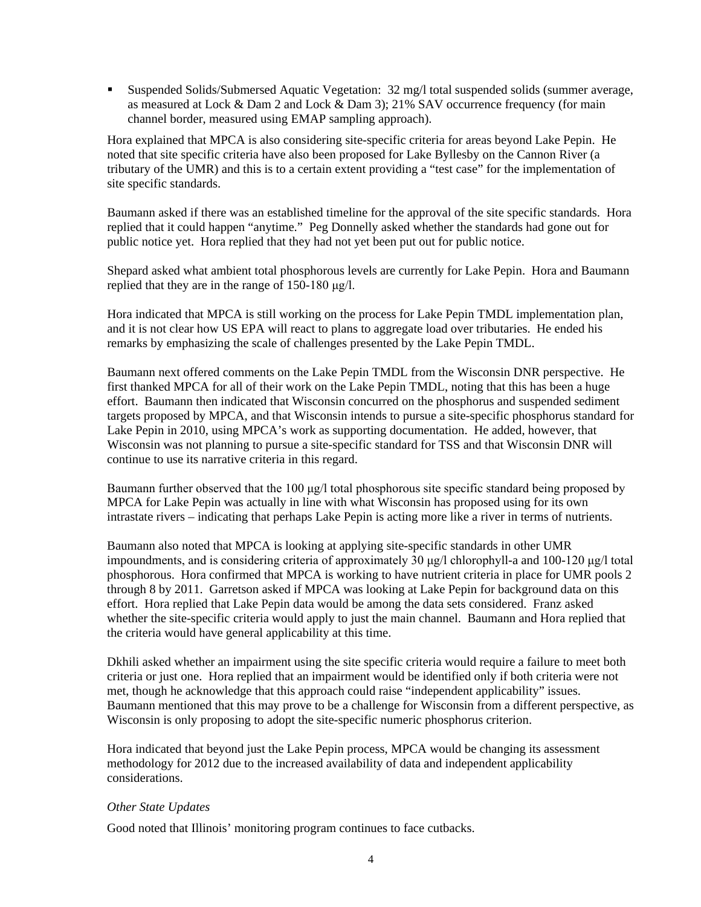- Suspended Solids/Submersed Aquatic Vegetation: 32 mg/l total suspended solids (summer average, as measured at Lock & Dam 2 and Lock & Dam 3); 21% SAV occurrence frequency (for main channel border, measured using EMAP sampling approach).

Hora explained that MPCA is also considering site-specific criteria for areas beyond Lake Pepin. He noted that site specific criteria have also been proposed for Lake Byllesby on the Cannon River (a tributary of the UMR) and this is to a certain extent providing a "test case" for the implementation of site specific standards.

Baumann asked if there was an established timeline for the approval of the site specific standards. Hora replied that it could happen "anytime." Peg Donnelly asked whether the standards had gone out for public notice yet. Hora replied that they had not yet been put out for public notice.

Shepard asked what ambient total phosphorous levels are currently for Lake Pepin. Hora and Baumann replied that they are in the range of 150-180 μg/l.

Hora indicated that MPCA is still working on the process for Lake Pepin TMDL implementation plan, and it is not clear how US EPA will react to plans to aggregate load over tributaries. He ended his remarks by emphasizing the scale of challenges presented by the Lake Pepin TMDL.

Baumann next offered comments on the Lake Pepin TMDL from the Wisconsin DNR perspective. He first thanked MPCA for all of their work on the Lake Pepin TMDL, noting that this has been a huge effort. Baumann then indicated that Wisconsin concurred on the phosphorus and suspended sediment targets proposed by MPCA, and that Wisconsin intends to pursue a site-specific phosphorus standard for Lake Pepin in 2010, using MPCA's work as supporting documentation. He added, however, that Wisconsin was not planning to pursue a site-specific standard for TSS and that Wisconsin DNR will continue to use its narrative criteria in this regard.

Baumann further observed that the 100 μg/l total phosphorous site specific standard being proposed by MPCA for Lake Pepin was actually in line with what Wisconsin has proposed using for its own intrastate rivers – indicating that perhaps Lake Pepin is acting more like a river in terms of nutrients.

Baumann also noted that MPCA is looking at applying site-specific standards in other UMR impoundments, and is considering criteria of approximately 30 μg/l chlorophyll-a and 100-120 μg/l total phosphorous. Hora confirmed that MPCA is working to have nutrient criteria in place for UMR pools 2 through 8 by 2011. Garretson asked if MPCA was looking at Lake Pepin for background data on this effort. Hora replied that Lake Pepin data would be among the data sets considered. Franz asked whether the site-specific criteria would apply to just the main channel. Baumann and Hora replied that the criteria would have general applicability at this time.

Dkhili asked whether an impairment using the site specific criteria would require a failure to meet both criteria or just one. Hora replied that an impairment would be identified only if both criteria were not met, though he acknowledge that this approach could raise "independent applicability" issues. Baumann mentioned that this may prove to be a challenge for Wisconsin from a different perspective, as Wisconsin is only proposing to adopt the site-specific numeric phosphorus criterion.

Hora indicated that beyond just the Lake Pepin process, MPCA would be changing its assessment methodology for 2012 due to the increased availability of data and independent applicability considerations.

*Other State Updates*

Good noted that Illinois' monitoring program continues to face cutbacks.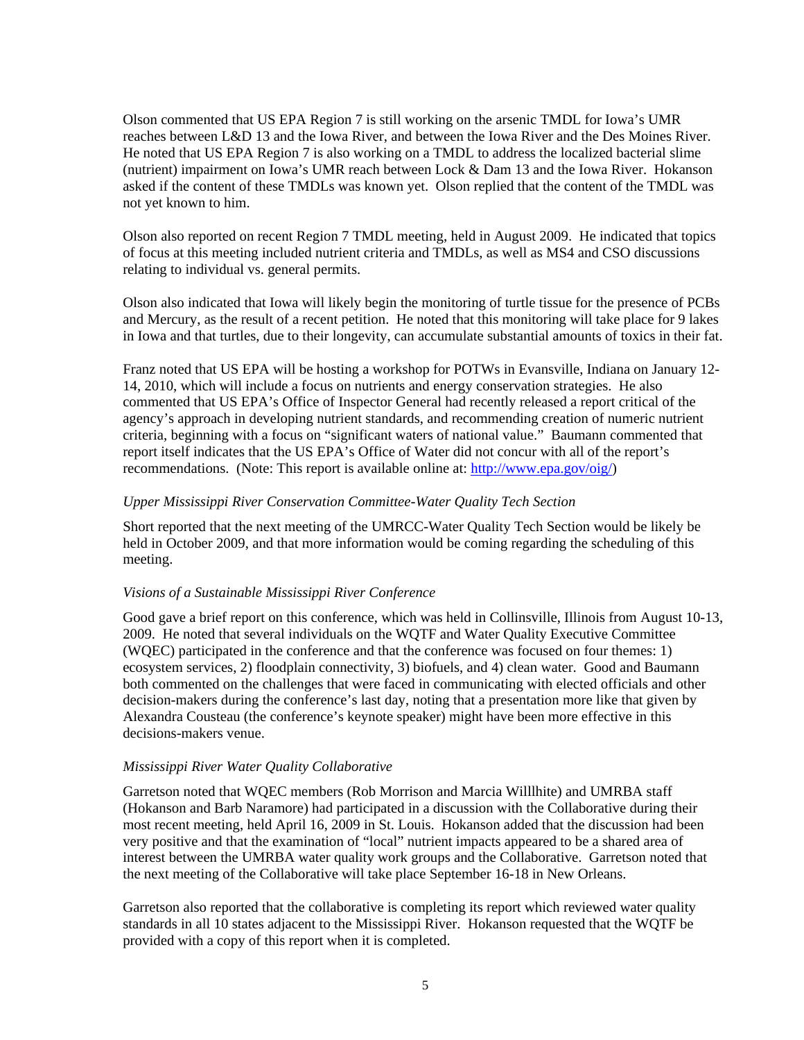Olson commented that US EPA Region 7 is still working on the arsenic TMDL for Iowa's UMR reaches between L&D 13 and the Iowa River, and between the Iowa River and the Des Moines River. He noted that US EPA Region 7 is also working on a TMDL to address the localized bacterial slime (nutrient) impairment on Iowa's UMR reach between Lock & Dam 13 and the Iowa River. Hokanson asked if the content of these TMDLs was known yet. Olson replied that the content of the TMDL was not yet known to him.

Olson also reported on recent Region 7 TMDL meeting, held in August 2009. He indicated that topics of focus at this meeting included nutrient criteria and TMDLs, as well as MS4 and CSO discussions relating to individual vs. general permits.

Olson also indicated that Iowa will likely begin the monitoring of turtle tissue for the presence of PCBs and Mercury, as the result of a recent petition. He noted that this monitoring will take place for 9 lakes in Iowa and that turtles, due to their longevity, can accumulate substantial amounts of toxics in their fat.

Franz noted that US EPA will be hosting a workshop for POTWs in Evansville, Indiana on January 12-14, 2010, which will include a focus on nutrients and energy conservation strategies. He also commented that US EPA's Office of Inspector General had recently released a report critical of the agency's approach in developing nutrient standards, and recommending creation of numeric nutrient criteria, beginning with a focus on "significant waters of national value." Baumann commented that report itself indicates that the US EPA's Office of Water did not concur with all of the report's recommendations. (Note: This report is available online at: http://www.epa.gov/oig/)

*Upper Mississippi River Conservation Committee-Water Quality Tech Section*

Short reported that the next meeting of the UMRCC-Water Quality Tech Section would be likely be held in October 2009, and that more information would be coming regarding the scheduling of this meeting.

*Visions of a Sustainable Mississippi River Conference*

Good gave a brief report on this conference, which was held in Collinsville, Illinois from August 10-13, 2009. He noted that several individuals on the WQTF and Water Quality Executive Committee (WQEC) participated in the conference and that the conference was focused on four themes: 1) ecosystem services, 2) floodplain connectivity, 3) biofuels, and 4) clean water. Good and Baumann both commented on the challenges that were faced in communicating with elected officials and other decision-makers during the conference's last day, noting that a presentation more like that given by Alexandra Cousteau (the conference's keynote speaker) might have been more effective in this decisions-makers venue.

*Mississippi River Water Quality Collaborative*

Garretson noted that WQEC members (Rob Morrison and Marcia Willlhite) and UMRBA staff (Hokanson and Barb Naramore) had participated in a discussion with the Collaborative during their most recent meeting, held April 16, 2009 in St. Louis. Hokanson added that the discussion had been very positive and that the examination of "local" nutrient impacts appeared to be a shared area of interest between the UMRBA water quality work groups and the Collaborative. Garretson noted that the next meeting of the Collaborative will take place September 16-18 in New Orleans.

Garretson also reported that the collaborative is completing its report which reviewed water quality standards in all 10 states adjacent to the Mississippi River. Hokanson requested that the WQTF be provided with a copy of this report when it is completed.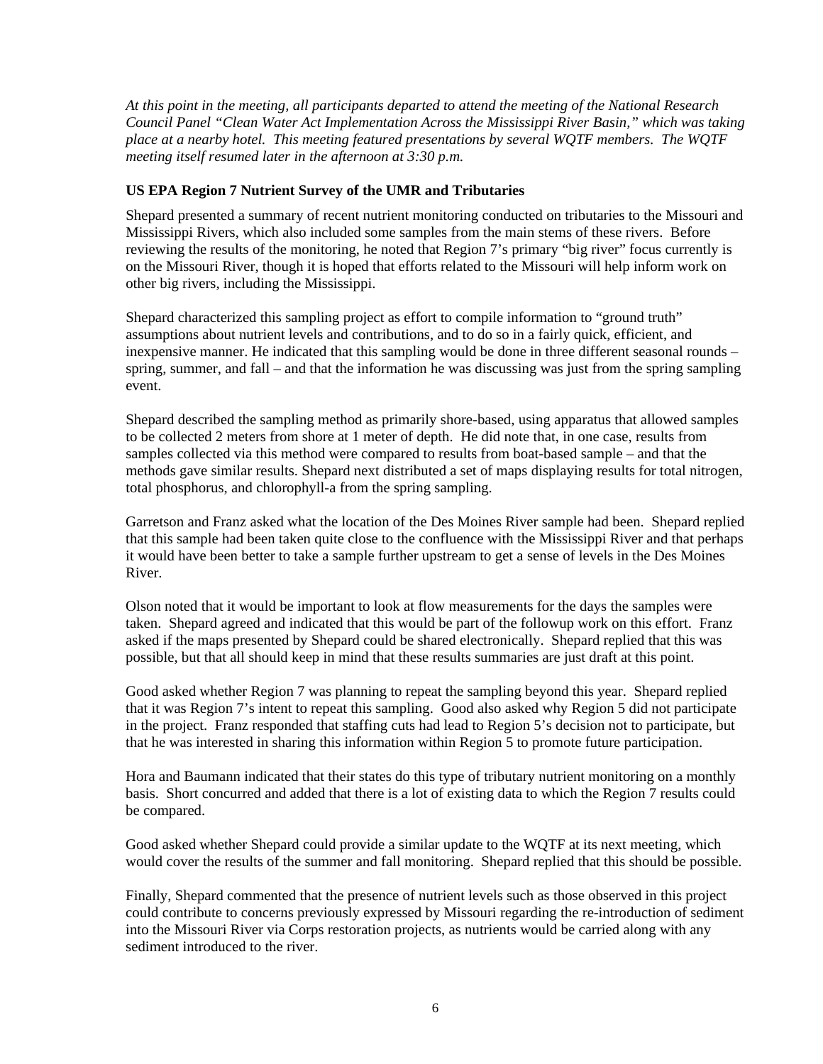*At this point in the meeting, all participants departed to attend the meeting of the National Research Council Panel "Clean Water Act Implementation Across the Mississippi River Basin," which was taking place at a nearby hotel. This meeting featured presentations by several WQTF members. The WQTF meeting itself resumed later in the afternoon at 3:30 p.m.*

**US EPA Region 7 Nutrient Survey of the UMR and Tributaries**

Shepard presented a summary of recent nutrient monitoring conducted on tributaries to the Missouri and Mississippi Rivers, which also included some samples from the main stems of these rivers. Before reviewing the results of the monitoring, he noted that Region 7's primary "big river" focus currently is on the Missouri River, though it is hoped that efforts related to the Missouri will help inform work on other big rivers, including the Mississippi.

Shepard characterized this sampling project as effort to compile information to "ground truth" assumptions about nutrient levels and contributions, and to do so in a fairly quick, efficient, and inexpensive manner. He indicated that this sampling would be done in three different seasonal rounds – spring, summer, and fall – and that the information he was discussing was just from the spring sampling event.

Shepard described the sampling method as primarily shore-based, using apparatus that allowed samples to be collected 2 meters from shore at 1 meter of depth. He did note that, in one case, results from samples collected via this method were compared to results from boat-based sample – and that the methods gave similar results. Shepard next distributed a set of maps displaying results for total nitrogen, total phosphorus, and chlorophyll-a from the spring sampling.

Garretson and Franz asked what the location of the Des Moines River sample had been. Shepard replied that this sample had been taken quite close to the confluence with the Mississippi River and that perhaps it would have been better to take a sample further upstream to get a sense of levels in the Des Moines River.

Olson noted that it would be important to look at flow measurements for the days the samples were taken. Shepard agreed and indicated that this would be part of the followup work on this effort. Franz asked if the maps presented by Shepard could be shared electronically. Shepard replied that this was possible, but that all should keep in mind that these results summaries are just draft at this point.

Good asked whether Region 7 was planning to repeat the sampling beyond this year. Shepard replied that it was Region 7's intent to repeat this sampling. Good also asked why Region 5 did not participate in the project. Franz responded that staffing cuts had lead to Region 5's decision not to participate, but that he was interested in sharing this information within Region 5 to promote future participation.

Hora and Baumann indicated that their states do this type of tributary nutrient monitoring on a monthly basis. Short concurred and added that there is a lot of existing data to which the Region 7 results could be compared.

Good asked whether Shepard could provide a similar update to the WQTF at its next meeting, which would cover the results of the summer and fall monitoring. Shepard replied that this should be possible.

Finally, Shepard commented that the presence of nutrient levels such as those observed in this project could contribute to concerns previously expressed by Missouri regarding the re-introduction of sediment into the Missouri River via Corps restoration projects, as nutrients would be carried along with any sediment introduced to the river.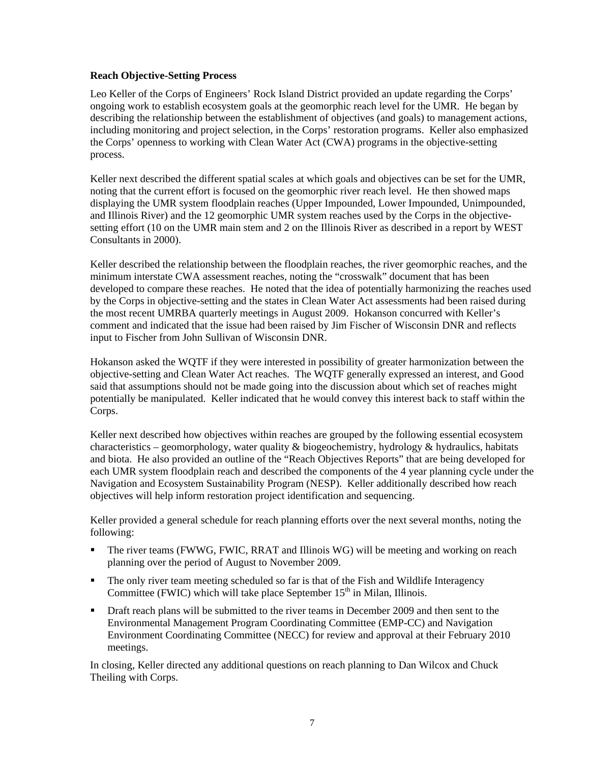**Reach Objective-Setting Process**

Leo Keller of the Corps of Engineers' Rock Island District provided an update regarding the Corps' ongoing work to establish ecosystem goals at the geomorphic reach level for the UMR. He began by describing the relationship between the establishment of objectives (and goals) to management actions, including monitoring and project selection, in the Corps' restoration programs. Keller also emphasized the Corps' openness to working with Clean Water Act (CWA) programs in the objective-setting process.

Keller next described the different spatial scales at which goals and objectives can be set for the UMR, noting that the current effort is focused on the geomorphic river reach level. He then showed maps displaying the UMR system floodplain reaches (Upper Impounded, Lower Impounded, Unimpounded, and Illinois River) and the 12 geomorphic UMR system reaches used by the Corps in the objective-setting effort (10 on the UMR main stem and 2 on the Illinois River as described in a report by WEST Consultants in 2000).

Keller described the relationship between the floodplain reaches, the river geomorphic reaches, and the minimum interstate CWA assessment reaches, noting the "crosswalk" document that has been developed to compare these reaches. He noted that the idea of potentially harmonizing the reaches used by the Corps in objective-setting and the states in Clean Water Act assessments had been raised during the most recent UMRBA quarterly meetings in August 2009. Hokanson concurred with Keller's comment and indicated that the issue had been raised by Jim Fischer of Wisconsin DNR and reflects input to Fischer from John Sullivan of Wisconsin DNR.

Hokanson asked the WQTF if they were interested in possibility of greater harmonization between the objective-setting and Clean Water Act reaches. The WQTF generally expressed an interest, and Good said that assumptions should not be made going into the discussion about which set of reaches might potentially be manipulated. Keller indicated that he would convey this interest back to staff within the Corps.

Keller next described how objectives within reaches are grouped by the following essential ecosystem characteristics – geomorphology, water quality & biogeochemistry, hydrology & hydraulics, habitats and biota. He also provided an outline of the "Reach Objectives Reports" that are being developed for each UMR system floodplain reach and described the components of the 4 year planning cycle under the Navigation and Ecosystem Sustainability Program (NESP). Keller additionally described how reach objectives will help inform restoration project identification and sequencing.

Keller provided a general schedule for reach planning efforts over the next several months, noting the following:

- The river teams (FWWG, FWIC, RRAT and Illinois WG) will be meeting and working on reach planning over the period of August to November 2009.
- The only river team meeting scheduled so far is that of the Fish and Wildlife Interagency Committee (FWIC) which will take place September 15th in Milan, Illinois.
- Draft reach plans will be submitted to the river teams in December 2009 and then sent to the Environmental Management Program Coordinating Committee (EMP-CC) and Navigation Environment Coordinating Committee (NECC) for review and approval at their February 2010 meetings.

In closing, Keller directed any additional questions on reach planning to Dan Wilcox and Chuck Theiling with Corps.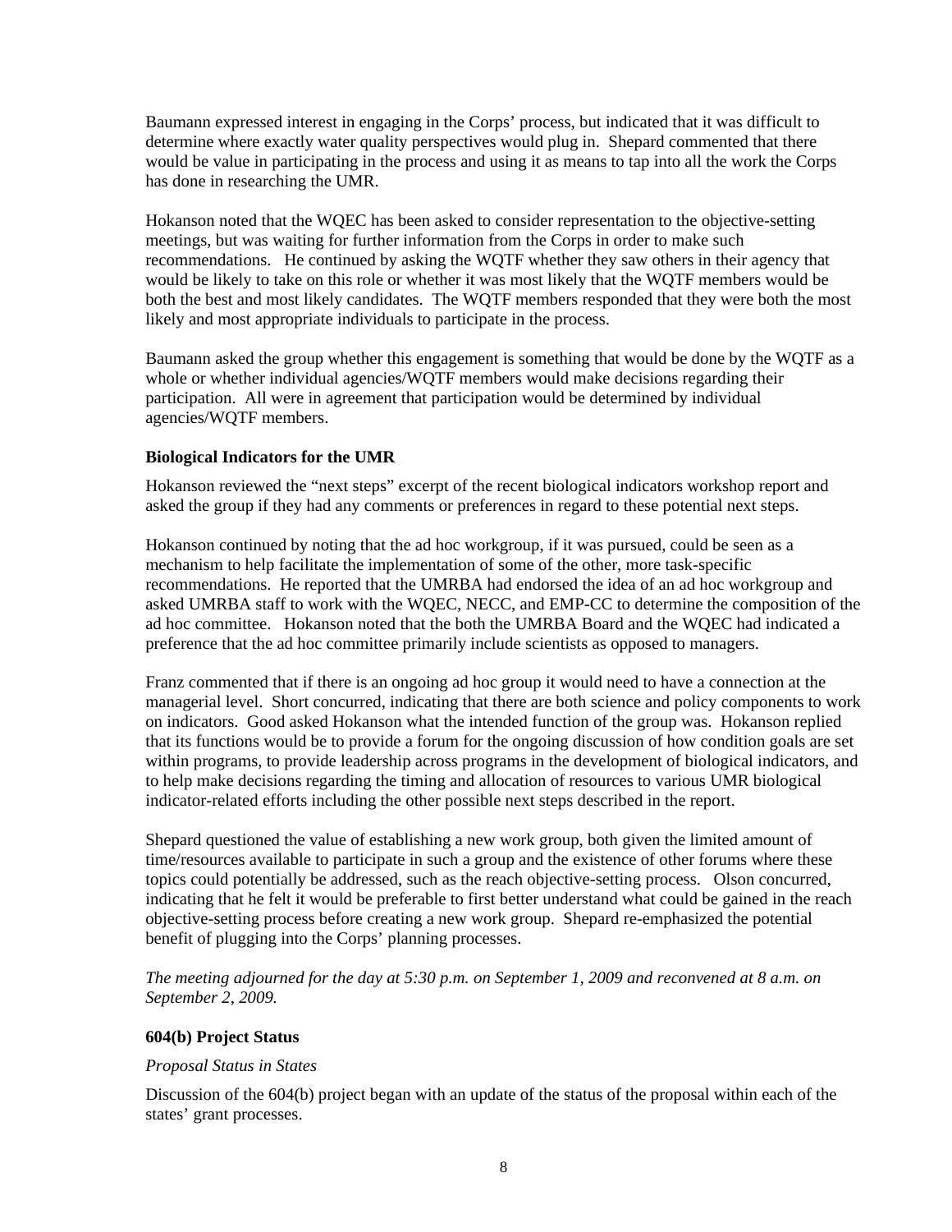Baumann expressed interest in engaging in the Corps' process, but indicated that it was difficult to determine where exactly water quality perspectives would plug in. Shepard commented that there would be value in participating in the process and using it as means to tap into all the work the Corps has done in researching the UMR.

Hokanson noted that the WQEC has been asked to consider representation to the objective-setting meetings, but was waiting for further information from the Corps in order to make such recommendations. He continued by asking the WQTF whether they saw others in their agency that would be likely to take on this role or whether it was most likely that the WQTF members would be both the best and most likely candidates. The WQTF members responded that they were both the most likely and most appropriate individuals to participate in the process.

Baumann asked the group whether this engagement is something that would be done by the WQTF as a whole or whether individual agencies/WQTF members would make decisions regarding their participation. All were in agreement that participation would be determined by individual agencies/WQTF members.

### Biological Indicators for the UMR

Hokanson reviewed the "next steps" excerpt of the recent biological indicators workshop report and asked the group if they had any comments or preferences in regard to these potential next steps.

Hokanson continued by noting that the ad hoc workgroup, if it was pursued, could be seen as a mechanism to help facilitate the implementation of some of the other, more task-specific recommendations. He reported that the UMRBA had endorsed the idea of an ad hoc workgroup and asked UMRBA staff to work with the WQEC, NECC, and EMP-CC to determine the composition of the ad hoc committee. Hokanson noted that the both the UMRBA Board and the WQEC had indicated a preference that the ad hoc committee primarily include scientists as opposed to managers.

Franz commented that if there is an ongoing ad hoc group it would need to have a connection at the managerial level. Short concurred, indicating that there are both science and policy components to work on indicators. Good asked Hokanson what the intended function of the group was. Hokanson replied that its functions would be to provide a forum for the ongoing discussion of how condition goals are set within programs, to provide leadership across programs in the development of biological indicators, and to help make decisions regarding the timing and allocation of resources to various UMR biological indicator-related efforts including the other possible next steps described in the report.

Shepard questioned the value of establishing a new work group, both given the limited amount of time/resources available to participate in such a group and the existence of other forums where these topics could potentially be addressed, such as the reach objective-setting process. Olson concurred, indicating that he felt it would be preferable to first better understand what could be gained in the reach objective-setting process before creating a new work group. Shepard re-emphasized the potential benefit of plugging into the Corps' planning processes.

*The meeting adjourned for the day at 5:30 p.m. on September 1, 2009 and reconvened at 8 a.m. on September 2, 2009.*

### 604(b) Project Status

*Proposal Status in States*

Discussion of the 604(b) project began with an update of the status of the proposal within each of the states' grant processes.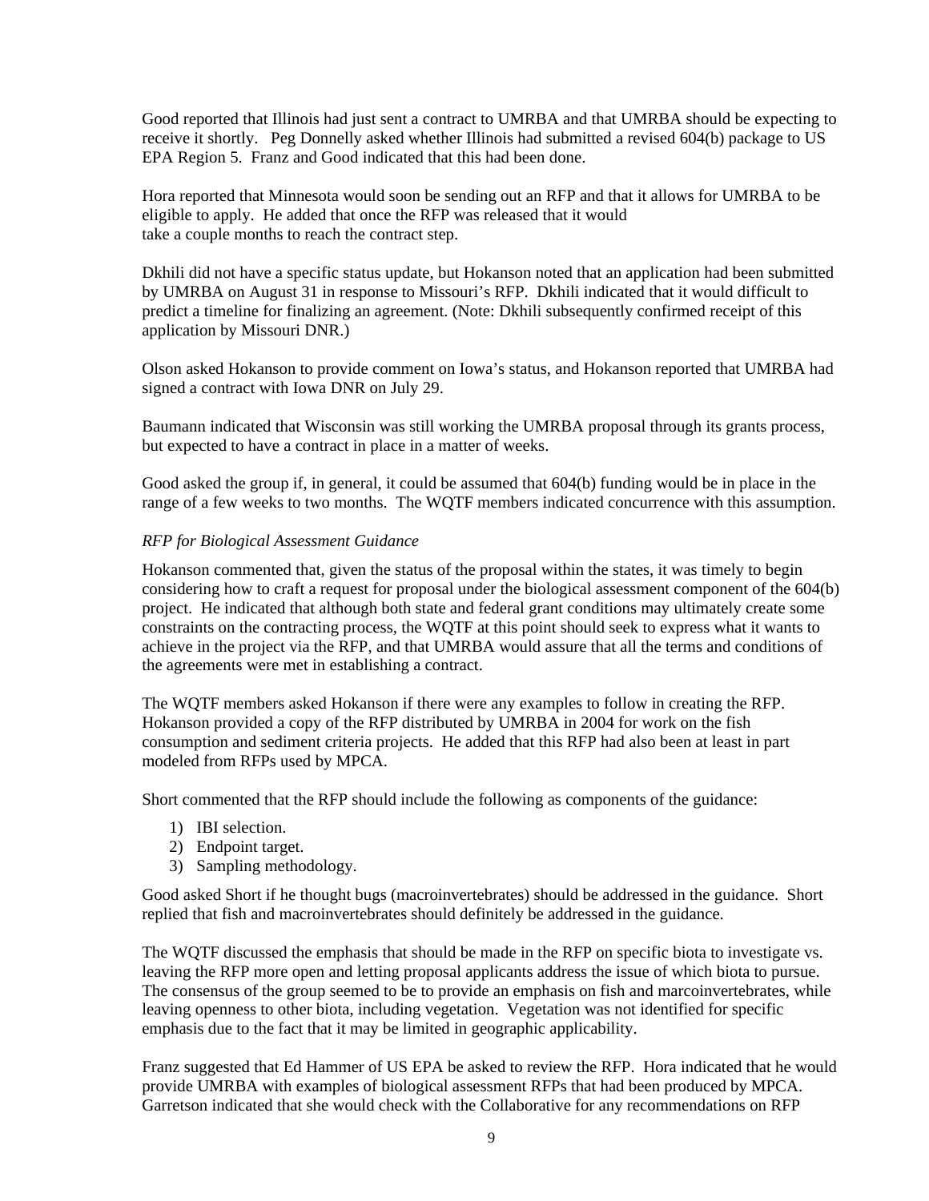Good reported that Illinois had just sent a contract to UMRBA and that UMRBA should be expecting to receive it shortly. Peg Donnelly asked whether Illinois had submitted a revised 604(b) package to US EPA Region 5. Franz and Good indicated that this had been done.

Hora reported that Minnesota would soon be sending out an RFP and that it allows for UMRBA to be eligible to apply. He added that once the RFP was released that it would take a couple months to reach the contract step.

Dkhili did not have a specific status update, but Hokanson noted that an application had been submitted by UMRBA on August 31 in response to Missouri's RFP. Dkhili indicated that it would difficult to predict a timeline for finalizing an agreement. (Note: Dkhili subsequently confirmed receipt of this application by Missouri DNR.)

Olson asked Hokanson to provide comment on Iowa's status, and Hokanson reported that UMRBA had signed a contract with Iowa DNR on July 29.

Baumann indicated that Wisconsin was still working the UMRBA proposal through its grants process, but expected to have a contract in place in a matter of weeks.

Good asked the group if, in general, it could be assumed that 604(b) funding would be in place in the range of a few weeks to two months. The WQTF members indicated concurrence with this assumption.

*RFP for Biological Assessment Guidance*

Hokanson commented that, given the status of the proposal within the states, it was timely to begin considering how to craft a request for proposal under the biological assessment component of the 604(b) project. He indicated that although both state and federal grant conditions may ultimately create some constraints on the contracting process, the WQTF at this point should seek to express what it wants to achieve in the project via the RFP, and that UMRBA would assure that all the terms and conditions of the agreements were met in establishing a contract.

The WQTF members asked Hokanson if there were any examples to follow in creating the RFP. Hokanson provided a copy of the RFP distributed by UMRBA in 2004 for work on the fish consumption and sediment criteria projects. He added that this RFP had also been at least in part modeled from RFPs used by MPCA.

Short commented that the RFP should include the following as components of the guidance:

1) IBI selection.
2) Endpoint target.
3) Sampling methodology.

Good asked Short if he thought bugs (macroinvertebrates) should be addressed in the guidance. Short replied that fish and macroinvertebrates should definitely be addressed in the guidance.

The WQTF discussed the emphasis that should be made in the RFP on specific biota to investigate vs. leaving the RFP more open and letting proposal applicants address the issue of which biota to pursue. The consensus of the group seemed to be to provide an emphasis on fish and marcoinvertebrates, while leaving openness to other biota, including vegetation. Vegetation was not identified for specific emphasis due to the fact that it may be limited in geographic applicability.

Franz suggested that Ed Hammer of US EPA be asked to review the RFP. Hora indicated that he would provide UMRBA with examples of biological assessment RFPs that had been produced by MPCA. Garretson indicated that she would check with the Collaborative for any recommendations on RFP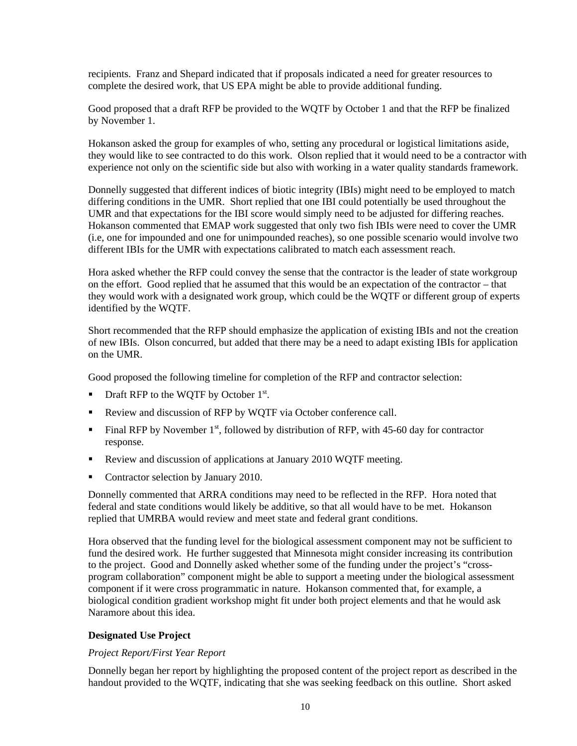recipients. Franz and Shepard indicated that if proposals indicated a need for greater resources to complete the desired work, that US EPA might be able to provide additional funding.

Good proposed that a draft RFP be provided to the WQTF by October 1 and that the RFP be finalized by November 1.

Hokanson asked the group for examples of who, setting any procedural or logistical limitations aside, they would like to see contracted to do this work. Olson replied that it would need to be a contractor with experience not only on the scientific side but also with working in a water quality standards framework.

Donnelly suggested that different indices of biotic integrity (IBIs) might need to be employed to match differing conditions in the UMR. Short replied that one IBI could potentially be used throughout the UMR and that expectations for the IBI score would simply need to be adjusted for differing reaches. Hokanson commented that EMAP work suggested that only two fish IBIs were need to cover the UMR (i.e, one for impounded and one for unimpounded reaches), so one possible scenario would involve two different IBIs for the UMR with expectations calibrated to match each assessment reach.

Hora asked whether the RFP could convey the sense that the contractor is the leader of state workgroup on the effort. Good replied that he assumed that this would be an expectation of the contractor – that they would work with a designated work group, which could be the WQTF or different group of experts identified by the WQTF.

Short recommended that the RFP should emphasize the application of existing IBIs and not the creation of new IBIs. Olson concurred, but added that there may be a need to adapt existing IBIs for application on the UMR.

Good proposed the following timeline for completion of the RFP and contractor selection:

- Draft RFP to the WQTF by October 1st.
- Review and discussion of RFP by WQTF via October conference call.
- Final RFP by November 1st, followed by distribution of RFP, with 45-60 day for contractor response.
- Review and discussion of applications at January 2010 WQTF meeting.
- Contractor selection by January 2010.

Donnelly commented that ARRA conditions may need to be reflected in the RFP. Hora noted that federal and state conditions would likely be additive, so that all would have to be met. Hokanson replied that UMRBA would review and meet state and federal grant conditions.

Hora observed that the funding level for the biological assessment component may not be sufficient to fund the desired work. He further suggested that Minnesota might consider increasing its contribution to the project. Good and Donnelly asked whether some of the funding under the project's "cross-program collaboration" component might be able to support a meeting under the biological assessment component if it were cross programmatic in nature. Hokanson commented that, for example, a biological condition gradient workshop might fit under both project elements and that he would ask Naramore about this idea.

**Designated Use Project**

*Project Report/First Year Report*

Donnelly began her report by highlighting the proposed content of the project report as described in the handout provided to the WQTF, indicating that she was seeking feedback on this outline. Short asked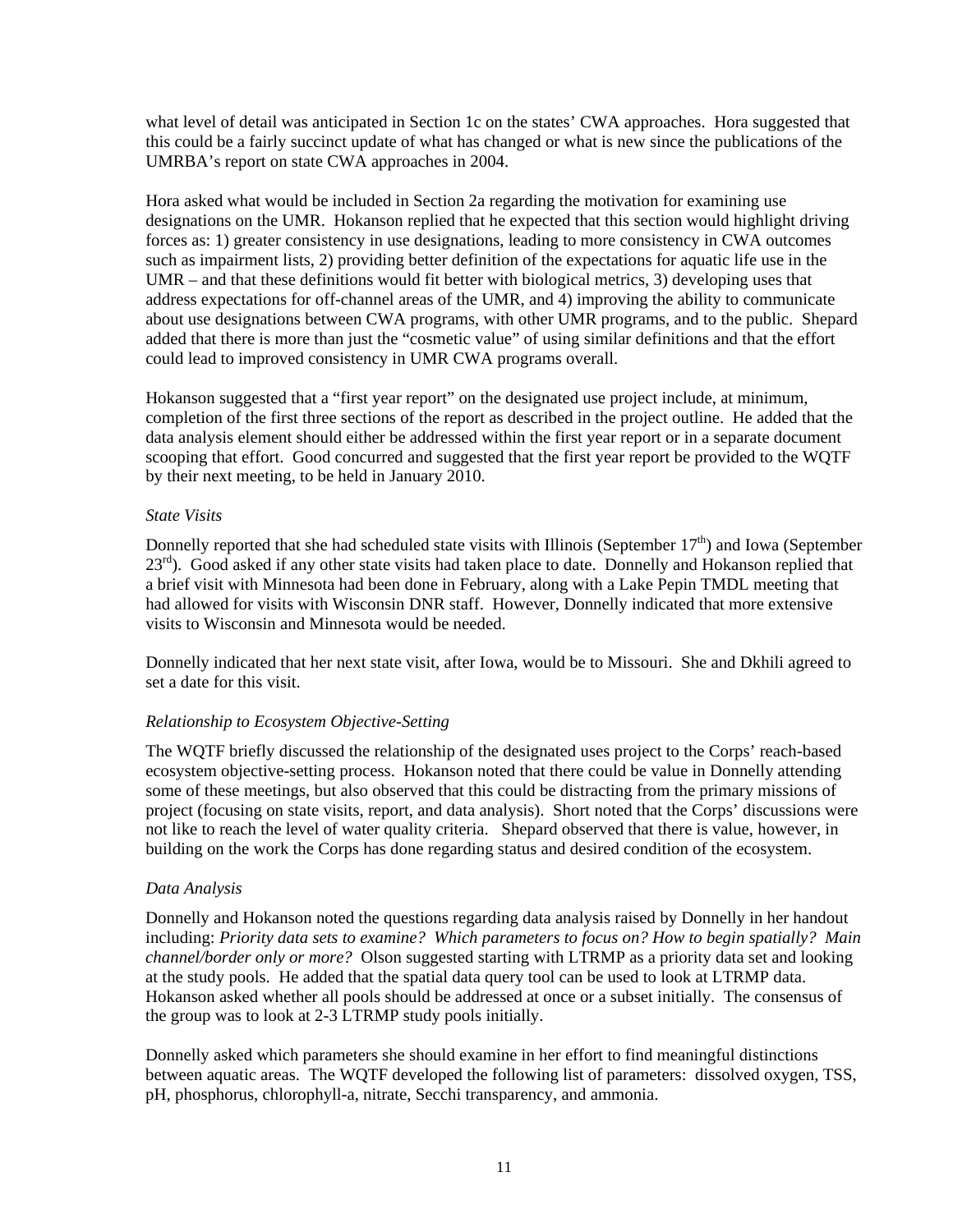what level of detail was anticipated in Section 1c on the states' CWA approaches. Hora suggested that this could be a fairly succinct update of what has changed or what is new since the publications of the UMRBA's report on state CWA approaches in 2004.

Hora asked what would be included in Section 2a regarding the motivation for examining use designations on the UMR. Hokanson replied that he expected that this section would highlight driving forces as: 1) greater consistency in use designations, leading to more consistency in CWA outcomes such as impairment lists, 2) providing better definition of the expectations for aquatic life use in the UMR – and that these definitions would fit better with biological metrics, 3) developing uses that address expectations for off-channel areas of the UMR, and 4) improving the ability to communicate about use designations between CWA programs, with other UMR programs, and to the public. Shepard added that there is more than just the "cosmetic value" of using similar definitions and that the effort could lead to improved consistency in UMR CWA programs overall.

Hokanson suggested that a "first year report" on the designated use project include, at minimum, completion of the first three sections of the report as described in the project outline. He added that the data analysis element should either be addressed within the first year report or in a separate document scooping that effort. Good concurred and suggested that the first year report be provided to the WQTF by their next meeting, to be held in January 2010.

*State Visits*

Donnelly reported that she had scheduled state visits with Illinois (September 17th) and Iowa (September 23rd). Good asked if any other state visits had taken place to date. Donnelly and Hokanson replied that a brief visit with Minnesota had been done in February, along with a Lake Pepin TMDL meeting that had allowed for visits with Wisconsin DNR staff. However, Donnelly indicated that more extensive visits to Wisconsin and Minnesota would be needed.

Donnelly indicated that her next state visit, after Iowa, would be to Missouri. She and Dkhili agreed to set a date for this visit.

*Relationship to Ecosystem Objective-Setting*

The WQTF briefly discussed the relationship of the designated uses project to the Corps' reach-based ecosystem objective-setting process. Hokanson noted that there could be value in Donnelly attending some of these meetings, but also observed that this could be distracting from the primary missions of project (focusing on state visits, report, and data analysis). Short noted that the Corps' discussions were not like to reach the level of water quality criteria. Shepard observed that there is value, however, in building on the work the Corps has done regarding status and desired condition of the ecosystem.

*Data Analysis*

Donnelly and Hokanson noted the questions regarding data analysis raised by Donnelly in her handout including: *Priority data sets to examine? Which parameters to focus on? How to begin spatially? Main channel/border only or more?* Olson suggested starting with LTRMP as a priority data set and looking at the study pools. He added that the spatial data query tool can be used to look at LTRMP data. Hokanson asked whether all pools should be addressed at once or a subset initially. The consensus of the group was to look at 2-3 LTRMP study pools initially.

Donnelly asked which parameters she should examine in her effort to find meaningful distinctions between aquatic areas. The WQTF developed the following list of parameters: dissolved oxygen, TSS, pH, phosphorus, chlorophyll-a, nitrate, Secchi transparency, and ammonia.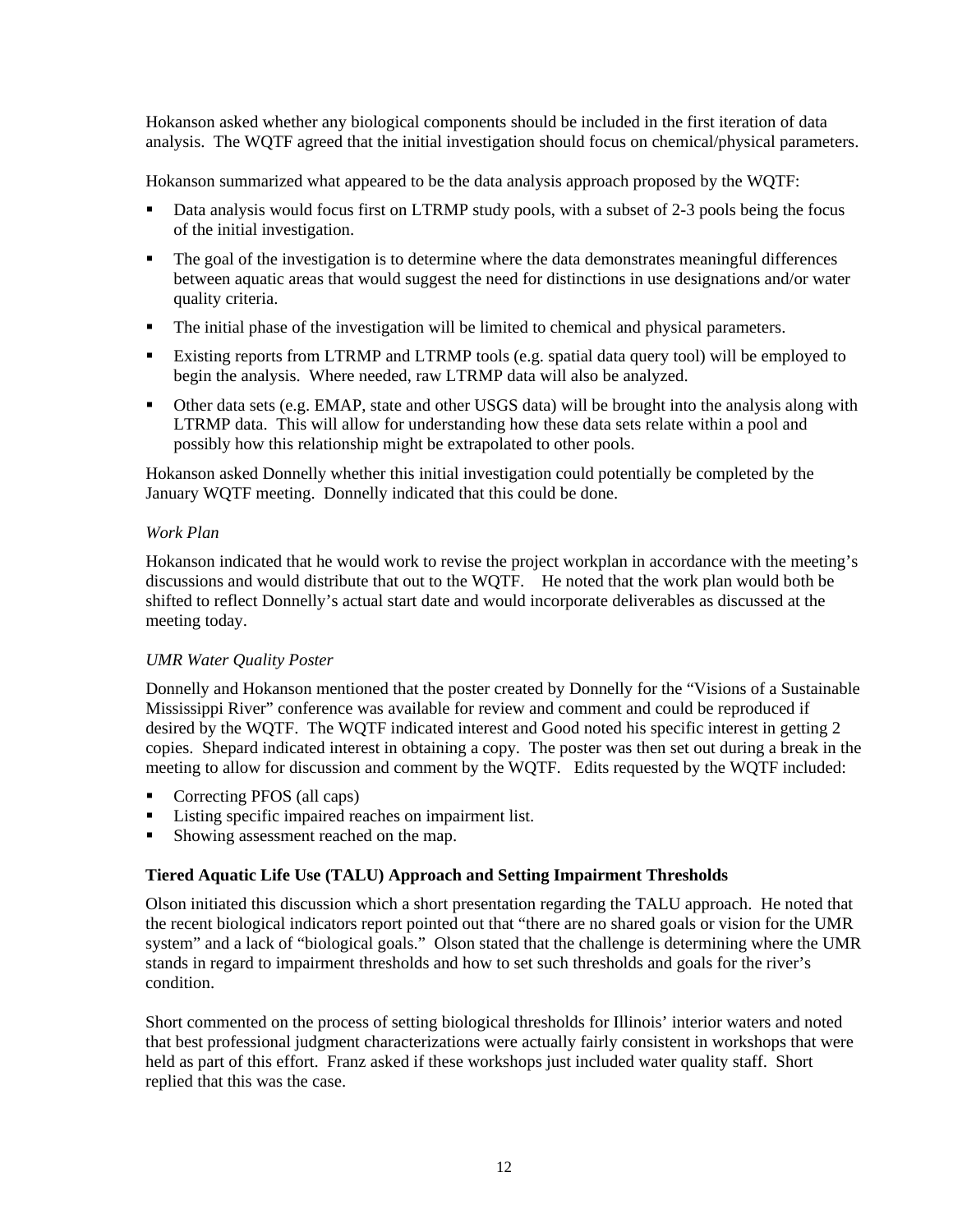Hokanson asked whether any biological components should be included in the first iteration of data analysis. The WQTF agreed that the initial investigation should focus on chemical/physical parameters.

Hokanson summarized what appeared to be the data analysis approach proposed by the WQTF:

- Data analysis would focus first on LTRMP study pools, with a subset of 2-3 pools being the focus of the initial investigation.
- The goal of the investigation is to determine where the data demonstrates meaningful differences between aquatic areas that would suggest the need for distinctions in use designations and/or water quality criteria.
- The initial phase of the investigation will be limited to chemical and physical parameters.
- Existing reports from LTRMP and LTRMP tools (e.g. spatial data query tool) will be employed to begin the analysis. Where needed, raw LTRMP data will also be analyzed.
- Other data sets (e.g. EMAP, state and other USGS data) will be brought into the analysis along with LTRMP data. This will allow for understanding how these data sets relate within a pool and possibly how this relationship might be extrapolated to other pools.

Hokanson asked Donnelly whether this initial investigation could potentially be completed by the January WQTF meeting. Donnelly indicated that this could be done.

*Work Plan*

Hokanson indicated that he would work to revise the project workplan in accordance with the meeting's discussions and would distribute that out to the WQTF. He noted that the work plan would both be shifted to reflect Donnelly's actual start date and would incorporate deliverables as discussed at the meeting today.

*UMR Water Quality Poster*

Donnelly and Hokanson mentioned that the poster created by Donnelly for the "Visions of a Sustainable Mississippi River" conference was available for review and comment and could be reproduced if desired by the WQTF. The WQTF indicated interest and Good noted his specific interest in getting 2 copies. Shepard indicated interest in obtaining a copy. The poster was then set out during a break in the meeting to allow for discussion and comment by the WQTF. Edits requested by the WQTF included:

- Correcting PFOS (all caps)
- Listing specific impaired reaches on impairment list.
- Showing assessment reached on the map.

**Tiered Aquatic Life Use (TALU) Approach and Setting Impairment Thresholds**

Olson initiated this discussion which a short presentation regarding the TALU approach. He noted that the recent biological indicators report pointed out that "there are no shared goals or vision for the UMR system" and a lack of "biological goals." Olson stated that the challenge is determining where the UMR stands in regard to impairment thresholds and how to set such thresholds and goals for the river's condition.

Short commented on the process of setting biological thresholds for Illinois' interior waters and noted that best professional judgment characterizations were actually fairly consistent in workshops that were held as part of this effort. Franz asked if these workshops just included water quality staff. Short replied that this was the case.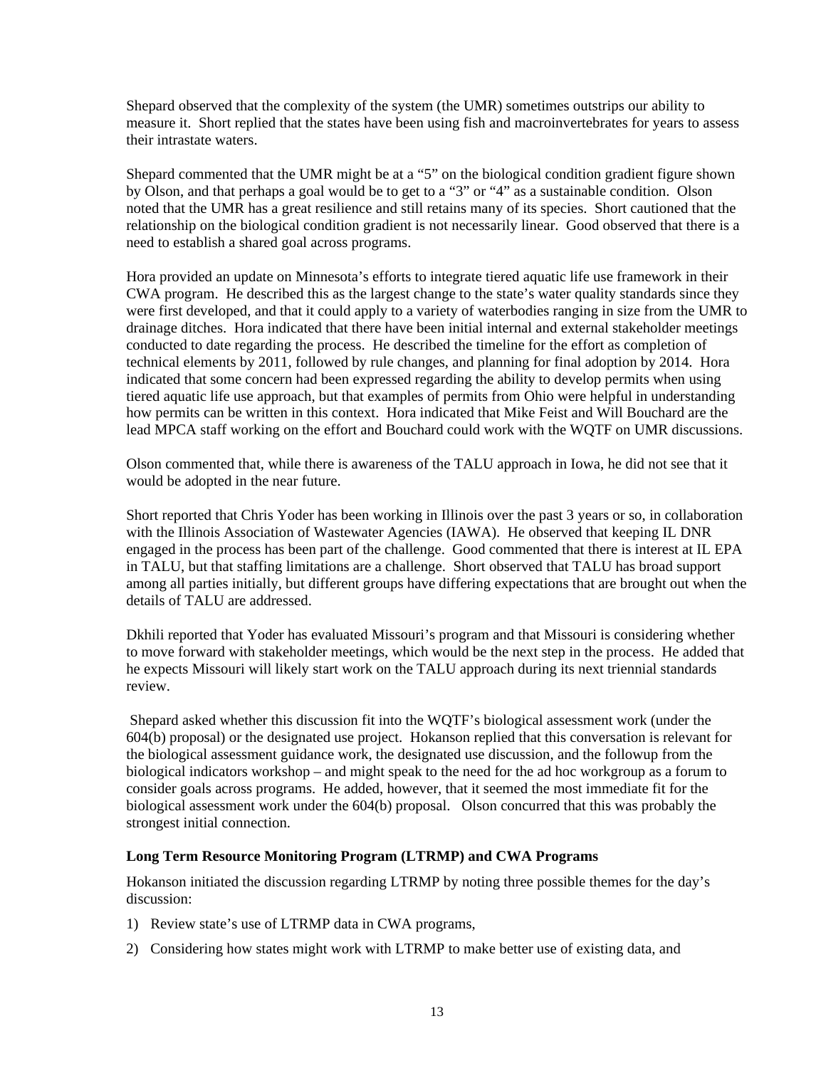Shepard observed that the complexity of the system (the UMR) sometimes outstrips our ability to measure it. Short replied that the states have been using fish and macroinvertebrates for years to assess their intrastate waters.

Shepard commented that the UMR might be at a "5" on the biological condition gradient figure shown by Olson, and that perhaps a goal would be to get to a "3" or "4" as a sustainable condition. Olson noted that the UMR has a great resilience and still retains many of its species. Short cautioned that the relationship on the biological condition gradient is not necessarily linear. Good observed that there is a need to establish a shared goal across programs.

Hora provided an update on Minnesota's efforts to integrate tiered aquatic life use framework in their CWA program. He described this as the largest change to the state's water quality standards since they were first developed, and that it could apply to a variety of waterbodies ranging in size from the UMR to drainage ditches. Hora indicated that there have been initial internal and external stakeholder meetings conducted to date regarding the process. He described the timeline for the effort as completion of technical elements by 2011, followed by rule changes, and planning for final adoption by 2014. Hora indicated that some concern had been expressed regarding the ability to develop permits when using tiered aquatic life use approach, but that examples of permits from Ohio were helpful in understanding how permits can be written in this context. Hora indicated that Mike Feist and Will Bouchard are the lead MPCA staff working on the effort and Bouchard could work with the WQTF on UMR discussions.

Olson commented that, while there is awareness of the TALU approach in Iowa, he did not see that it would be adopted in the near future.

Short reported that Chris Yoder has been working in Illinois over the past 3 years or so, in collaboration with the Illinois Association of Wastewater Agencies (IAWA). He observed that keeping IL DNR engaged in the process has been part of the challenge. Good commented that there is interest at IL EPA in TALU, but that staffing limitations are a challenge. Short observed that TALU has broad support among all parties initially, but different groups have differing expectations that are brought out when the details of TALU are addressed.

Dkhili reported that Yoder has evaluated Missouri's program and that Missouri is considering whether to move forward with stakeholder meetings, which would be the next step in the process. He added that he expects Missouri will likely start work on the TALU approach during its next triennial standards review.

Shepard asked whether this discussion fit into the WQTF's biological assessment work (under the 604(b) proposal) or the designated use project. Hokanson replied that this conversation is relevant for the biological assessment guidance work, the designated use discussion, and the followup from the biological indicators workshop – and might speak to the need for the ad hoc workgroup as a forum to consider goals across programs. He added, however, that it seemed the most immediate fit for the biological assessment work under the 604(b) proposal. Olson concurred that this was probably the strongest initial connection.

### Long Term Resource Monitoring Program (LTRMP) and CWA Programs

Hokanson initiated the discussion regarding LTRMP by noting three possible themes for the day's discussion:

1) Review state's use of LTRMP data in CWA programs,
2) Considering how states might work with LTRMP to make better use of existing data, and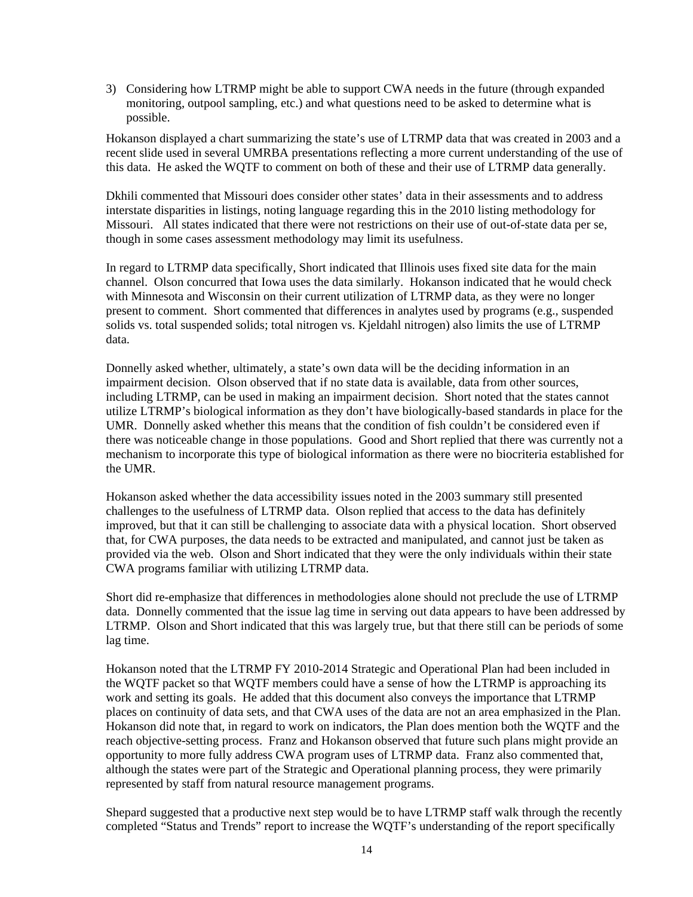3) Considering how LTRMP might be able to support CWA needs in the future (through expanded monitoring, outpool sampling, etc.) and what questions need to be asked to determine what is possible.

Hokanson displayed a chart summarizing the state's use of LTRMP data that was created in 2003 and a recent slide used in several UMRBA presentations reflecting a more current understanding of the use of this data. He asked the WQTF to comment on both of these and their use of LTRMP data generally.

Dkhili commented that Missouri does consider other states' data in their assessments and to address interstate disparities in listings, noting language regarding this in the 2010 listing methodology for Missouri. All states indicated that there were not restrictions on their use of out-of-state data per se, though in some cases assessment methodology may limit its usefulness.

In regard to LTRMP data specifically, Short indicated that Illinois uses fixed site data for the main channel. Olson concurred that Iowa uses the data similarly. Hokanson indicated that he would check with Minnesota and Wisconsin on their current utilization of LTRMP data, as they were no longer present to comment. Short commented that differences in analytes used by programs (e.g., suspended solids vs. total suspended solids; total nitrogen vs. Kjeldahl nitrogen) also limits the use of LTRMP data.

Donnelly asked whether, ultimately, a state's own data will be the deciding information in an impairment decision. Olson observed that if no state data is available, data from other sources, including LTRMP, can be used in making an impairment decision. Short noted that the states cannot utilize LTRMP's biological information as they don't have biologically-based standards in place for the UMR. Donnelly asked whether this means that the condition of fish couldn't be considered even if there was noticeable change in those populations. Good and Short replied that there was currently not a mechanism to incorporate this type of biological information as there were no biocriteria established for the UMR.

Hokanson asked whether the data accessibility issues noted in the 2003 summary still presented challenges to the usefulness of LTRMP data. Olson replied that access to the data has definitely improved, but that it can still be challenging to associate data with a physical location. Short observed that, for CWA purposes, the data needs to be extracted and manipulated, and cannot just be taken as provided via the web. Olson and Short indicated that they were the only individuals within their state CWA programs familiar with utilizing LTRMP data.

Short did re-emphasize that differences in methodologies alone should not preclude the use of LTRMP data. Donnelly commented that the issue lag time in serving out data appears to have been addressed by LTRMP. Olson and Short indicated that this was largely true, but that there still can be periods of some lag time.

Hokanson noted that the LTRMP FY 2010-2014 Strategic and Operational Plan had been included in the WQTF packet so that WQTF members could have a sense of how the LTRMP is approaching its work and setting its goals. He added that this document also conveys the importance that LTRMP places on continuity of data sets, and that CWA uses of the data are not an area emphasized in the Plan. Hokanson did note that, in regard to work on indicators, the Plan does mention both the WQTF and the reach objective-setting process. Franz and Hokanson observed that future such plans might provide an opportunity to more fully address CWA program uses of LTRMP data. Franz also commented that, although the states were part of the Strategic and Operational planning process, they were primarily represented by staff from natural resource management programs.

Shepard suggested that a productive next step would be to have LTRMP staff walk through the recently completed "Status and Trends" report to increase the WQTF's understanding of the report specifically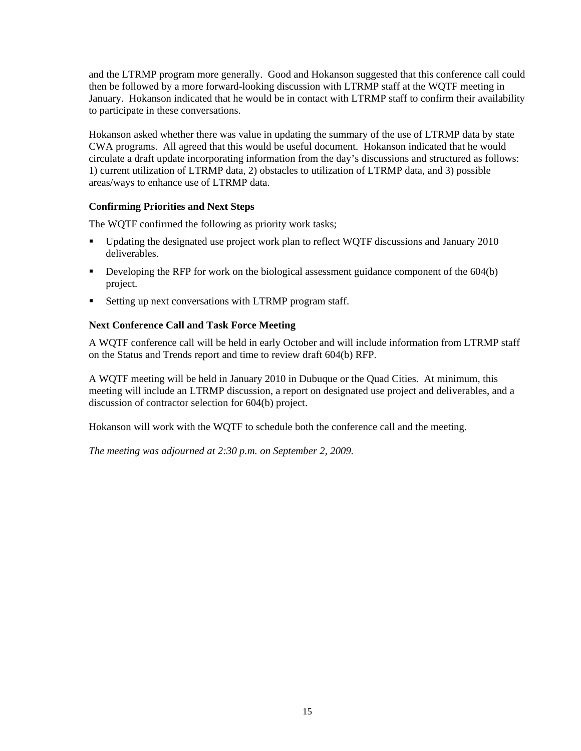and the LTRMP program more generally. Good and Hokanson suggested that this conference call could then be followed by a more forward-looking discussion with LTRMP staff at the WQTF meeting in January. Hokanson indicated that he would be in contact with LTRMP staff to confirm their availability to participate in these conversations.

Hokanson asked whether there was value in updating the summary of the use of LTRMP data by state CWA programs. All agreed that this would be useful document. Hokanson indicated that he would circulate a draft update incorporating information from the day's discussions and structured as follows: 1) current utilization of LTRMP data, 2) obstacles to utilization of LTRMP data, and 3) possible areas/ways to enhance use of LTRMP data.

**Confirming Priorities and Next Steps**

The WQTF confirmed the following as priority work tasks;

- Updating the designated use project work plan to reflect WQTF discussions and January 2010 deliverables.
- Developing the RFP for work on the biological assessment guidance component of the 604(b) project.
- Setting up next conversations with LTRMP program staff.

**Next Conference Call and Task Force Meeting**

A WQTF conference call will be held in early October and will include information from LTRMP staff on the Status and Trends report and time to review draft 604(b) RFP.

A WQTF meeting will be held in January 2010 in Dubuque or the Quad Cities. At minimum, this meeting will include an LTRMP discussion, a report on designated use project and deliverables, and a discussion of contractor selection for 604(b) project.

Hokanson will work with the WQTF to schedule both the conference call and the meeting.

*The meeting was adjourned at 2:30 p.m. on September 2, 2009.*